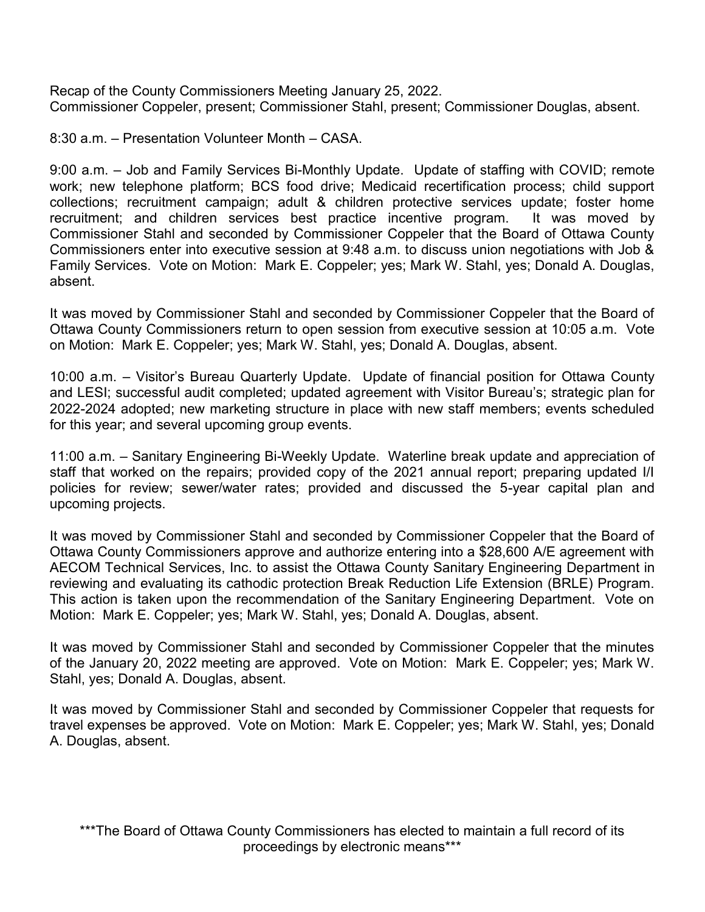Recap of the County Commissioners Meeting January 25, 2022.
Commissioner Coppeler, present; Commissioner Stahl, present; Commissioner Douglas, absent.

8:30 a.m. – Presentation Volunteer Month – CASA.

9:00 a.m. – Job and Family Services Bi-Monthly Update. Update of staffing with COVID; remote work; new telephone platform; BCS food drive; Medicaid recertification process; child support collections; recruitment campaign; adult & children protective services update; foster home recruitment; and children services best practice incentive program. It was moved by Commissioner Stahl and seconded by Commissioner Coppeler that the Board of Ottawa County Commissioners enter into executive session at 9:48 a.m. to discuss union negotiations with Job & Family Services. Vote on Motion: Mark E. Coppeler; yes; Mark W. Stahl, yes; Donald A. Douglas, absent.

It was moved by Commissioner Stahl and seconded by Commissioner Coppeler that the Board of Ottawa County Commissioners return to open session from executive session at 10:05 a.m. Vote on Motion: Mark E. Coppeler; yes; Mark W. Stahl, yes; Donald A. Douglas, absent.

10:00 a.m. – Visitor's Bureau Quarterly Update. Update of financial position for Ottawa County and LESI; successful audit completed; updated agreement with Visitor Bureau's; strategic plan for 2022-2024 adopted; new marketing structure in place with new staff members; events scheduled for this year; and several upcoming group events.

11:00 a.m. – Sanitary Engineering Bi-Weekly Update. Waterline break update and appreciation of staff that worked on the repairs; provided copy of the 2021 annual report; preparing updated I/I policies for review; sewer/water rates; provided and discussed the 5-year capital plan and upcoming projects.

It was moved by Commissioner Stahl and seconded by Commissioner Coppeler that the Board of Ottawa County Commissioners approve and authorize entering into a $28,600 A/E agreement with AECOM Technical Services, Inc. to assist the Ottawa County Sanitary Engineering Department in reviewing and evaluating its cathodic protection Break Reduction Life Extension (BRLE) Program. This action is taken upon the recommendation of the Sanitary Engineering Department. Vote on Motion: Mark E. Coppeler; yes; Mark W. Stahl, yes; Donald A. Douglas, absent.

It was moved by Commissioner Stahl and seconded by Commissioner Coppeler that the minutes of the January 20, 2022 meeting are approved. Vote on Motion: Mark E. Coppeler; yes; Mark W. Stahl, yes; Donald A. Douglas, absent.

It was moved by Commissioner Stahl and seconded by Commissioner Coppeler that requests for travel expenses be approved. Vote on Motion: Mark E. Coppeler; yes; Mark W. Stahl, yes; Donald A. Douglas, absent.

***The Board of Ottawa County Commissioners has elected to maintain a full record of its proceedings by electronic means***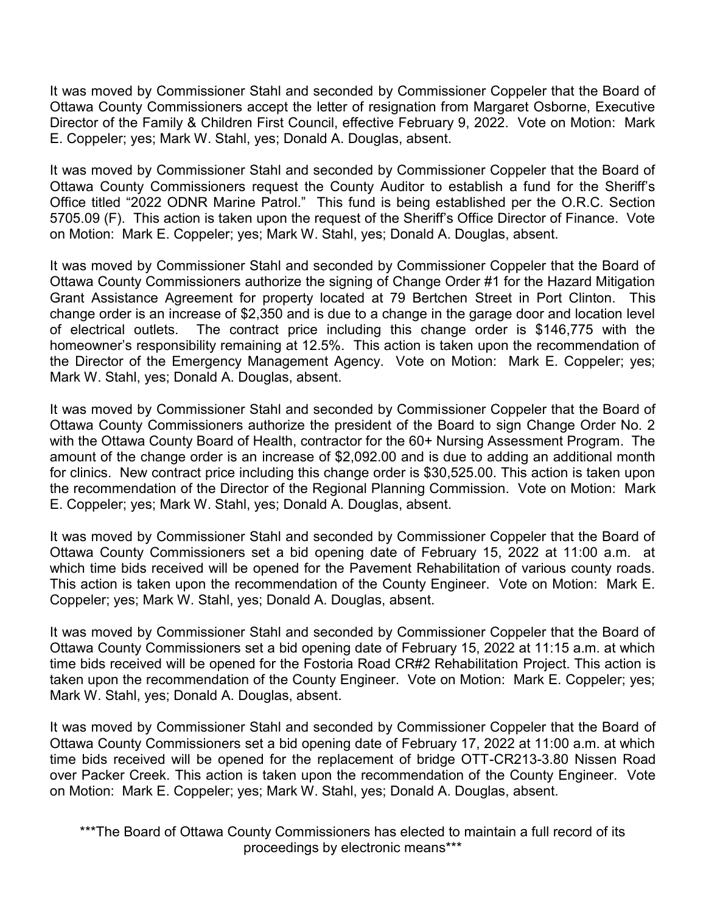It was moved by Commissioner Stahl and seconded by Commissioner Coppeler that the Board of Ottawa County Commissioners accept the letter of resignation from Margaret Osborne, Executive Director of the Family & Children First Council, effective February 9, 2022. Vote on Motion: Mark E. Coppeler; yes; Mark W. Stahl, yes; Donald A. Douglas, absent.

It was moved by Commissioner Stahl and seconded by Commissioner Coppeler that the Board of Ottawa County Commissioners request the County Auditor to establish a fund for the Sheriff's Office titled "2022 ODNR Marine Patrol." This fund is being established per the O.R.C. Section 5705.09 (F). This action is taken upon the request of the Sheriff's Office Director of Finance. Vote on Motion: Mark E. Coppeler; yes; Mark W. Stahl, yes; Donald A. Douglas, absent.

It was moved by Commissioner Stahl and seconded by Commissioner Coppeler that the Board of Ottawa County Commissioners authorize the signing of Change Order #1 for the Hazard Mitigation Grant Assistance Agreement for property located at 79 Bertchen Street in Port Clinton. This change order is an increase of $2,350 and is due to a change in the garage door and location level of electrical outlets. The contract price including this change order is $146,775 with the homeowner's responsibility remaining at 12.5%. This action is taken upon the recommendation of the Director of the Emergency Management Agency. Vote on Motion: Mark E. Coppeler; yes; Mark W. Stahl, yes; Donald A. Douglas, absent.

It was moved by Commissioner Stahl and seconded by Commissioner Coppeler that the Board of Ottawa County Commissioners authorize the president of the Board to sign Change Order No. 2 with the Ottawa County Board of Health, contractor for the 60+ Nursing Assessment Program. The amount of the change order is an increase of $2,092.00 and is due to adding an additional month for clinics. New contract price including this change order is $30,525.00. This action is taken upon the recommendation of the Director of the Regional Planning Commission. Vote on Motion: Mark E. Coppeler; yes; Mark W. Stahl, yes; Donald A. Douglas, absent.

It was moved by Commissioner Stahl and seconded by Commissioner Coppeler that the Board of Ottawa County Commissioners set a bid opening date of February 15, 2022 at 11:00 a.m. at which time bids received will be opened for the Pavement Rehabilitation of various county roads. This action is taken upon the recommendation of the County Engineer. Vote on Motion: Mark E. Coppeler; yes; Mark W. Stahl, yes; Donald A. Douglas, absent.

It was moved by Commissioner Stahl and seconded by Commissioner Coppeler that the Board of Ottawa County Commissioners set a bid opening date of February 15, 2022 at 11:15 a.m. at which time bids received will be opened for the Fostoria Road CR#2 Rehabilitation Project. This action is taken upon the recommendation of the County Engineer. Vote on Motion: Mark E. Coppeler; yes; Mark W. Stahl, yes; Donald A. Douglas, absent.

It was moved by Commissioner Stahl and seconded by Commissioner Coppeler that the Board of Ottawa County Commissioners set a bid opening date of February 17, 2022 at 11:00 a.m. at which time bids received will be opened for the replacement of bridge OTT-CR213-3.80 Nissen Road over Packer Creek. This action is taken upon the recommendation of the County Engineer. Vote on Motion: Mark E. Coppeler; yes; Mark W. Stahl, yes; Donald A. Douglas, absent.

***The Board of Ottawa County Commissioners has elected to maintain a full record of its proceedings by electronic means***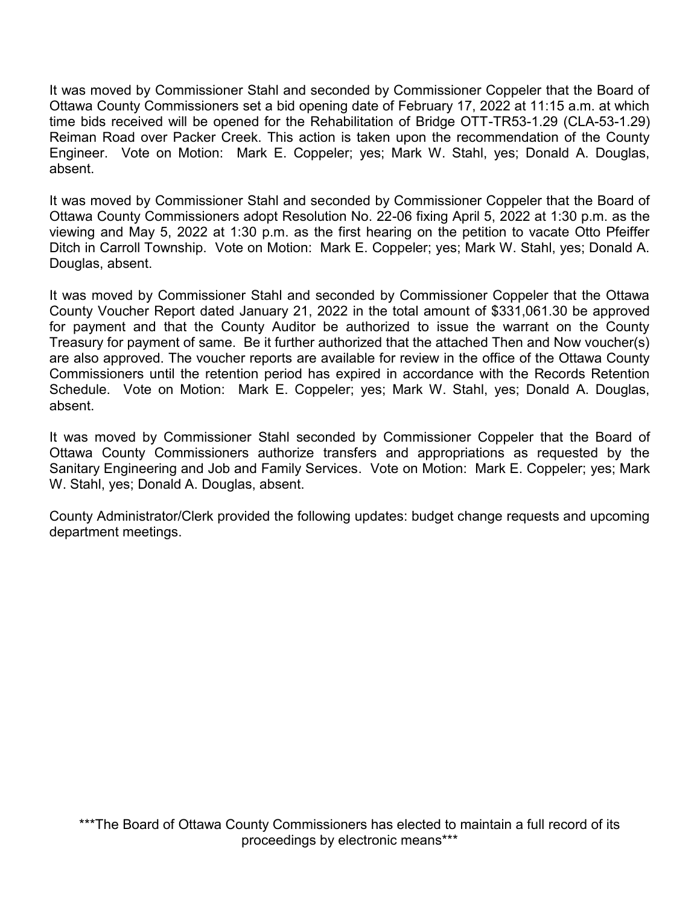It was moved by Commissioner Stahl and seconded by Commissioner Coppeler that the Board of Ottawa County Commissioners set a bid opening date of February 17, 2022 at 11:15 a.m. at which time bids received will be opened for the Rehabilitation of Bridge OTT-TR53-1.29 (CLA-53-1.29) Reiman Road over Packer Creek. This action is taken upon the recommendation of the County Engineer. Vote on Motion: Mark E. Coppeler; yes; Mark W. Stahl, yes; Donald A. Douglas, absent.

It was moved by Commissioner Stahl and seconded by Commissioner Coppeler that the Board of Ottawa County Commissioners adopt Resolution No. 22-06 fixing April 5, 2022 at 1:30 p.m. as the viewing and May 5, 2022 at 1:30 p.m. as the first hearing on the petition to vacate Otto Pfeiffer Ditch in Carroll Township. Vote on Motion: Mark E. Coppeler; yes; Mark W. Stahl, yes; Donald A. Douglas, absent.

It was moved by Commissioner Stahl and seconded by Commissioner Coppeler that the Ottawa County Voucher Report dated January 21, 2022 in the total amount of $331,061.30 be approved for payment and that the County Auditor be authorized to issue the warrant on the County Treasury for payment of same. Be it further authorized that the attached Then and Now voucher(s) are also approved. The voucher reports are available for review in the office of the Ottawa County Commissioners until the retention period has expired in accordance with the Records Retention Schedule. Vote on Motion: Mark E. Coppeler; yes; Mark W. Stahl, yes; Donald A. Douglas, absent.

It was moved by Commissioner Stahl seconded by Commissioner Coppeler that the Board of Ottawa County Commissioners authorize transfers and appropriations as requested by the Sanitary Engineering and Job and Family Services. Vote on Motion: Mark E. Coppeler; yes; Mark W. Stahl, yes; Donald A. Douglas, absent.

County Administrator/Clerk provided the following updates: budget change requests and upcoming department meetings.

***The Board of Ottawa County Commissioners has elected to maintain a full record of its proceedings by electronic means***